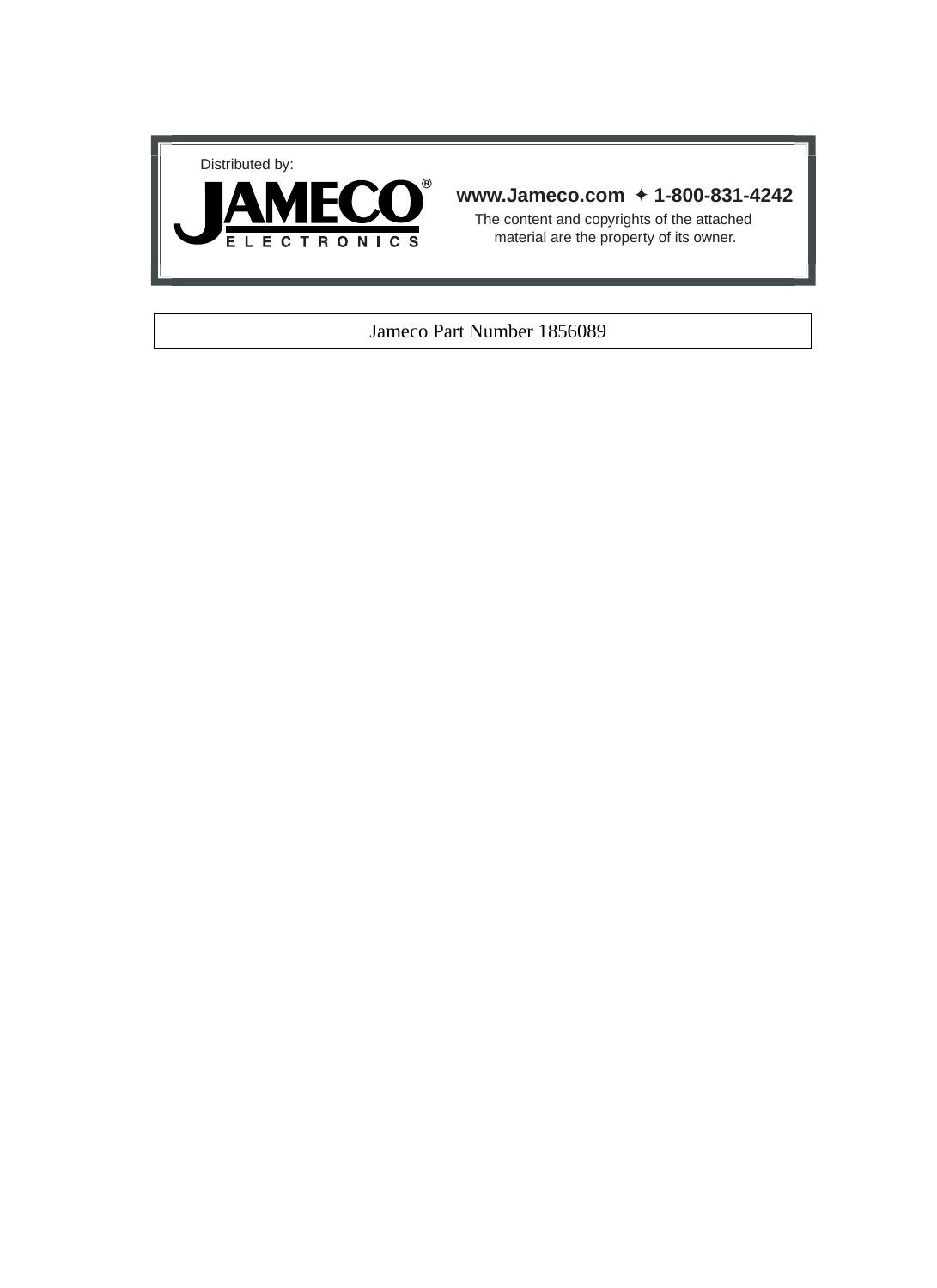Distributed by:

**JAMECO®**
ELECTRONICS

**www.Jameco.com ✦ 1-800-831-4242**

The content and copyrights of the attached material are the property of its owner.

Jameco Part Number 1856089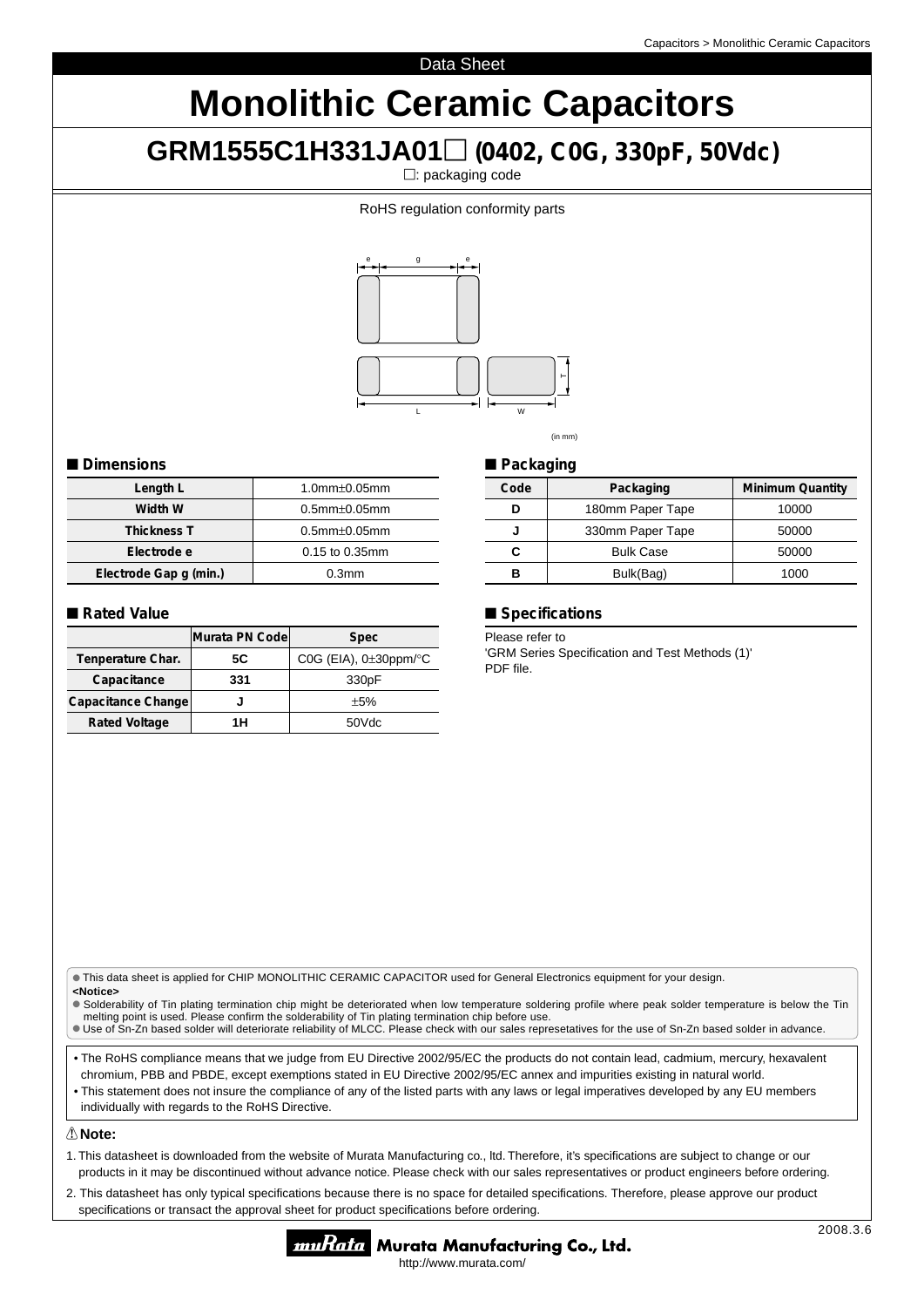Capacitors > Monolithic Ceramic Capacitors

Data Sheet

# Monolithic Ceramic Capacitors

## GRM1555C1H331JA01□ (0402, C0G, 330pF, 50Vdc)

□: packaging code

RoHS regulation conformity parts

e g e

T

L W

(in mm)

### ■ Dimensions

| | |
|---|---|
| **Length L** | 1.0mm±0.05mm |
| **Width W** | 0.5mm±0.05mm |
| **Thickness T** | 0.5mm±0.05mm |
| **Electrode e** | 0.15 to 0.35mm |
| **Electrode Gap g (min.)** | 0.3mm |

### ■ Packaging

| Code | Packaging | Minimum Quantity |
|---|---|---|
| D | 180mm Paper Tape | 10000 |
| J | 330mm Paper Tape | 50000 |
| C | Bulk Case | 50000 |
| B | Bulk(Bag) | 1000 |

### ■ Rated Value

| | Murata PN Code | Spec |
|---|---|---|
| **Tenperature Char.** | 5C | C0G (EIA), 0±30ppm/°C |
| **Capacitance** | 331 | 330pF |
| **Capacitance Change** | J | ±5% |
| **Rated Voltage** | 1H | 50Vdc |

### ■ Specifications

Please refer to
'GRM Series Specification and Test Methods (1)'
PDF file.

- This data sheet is applied for CHIP MONOLITHIC CERAMIC CAPACITOR used for General Electronics equipment for your design.

**<Notice>**

- Solderability of Tin plating termination chip might be deteriorated when low temperature soldering profile where peak solder temperature is below the Tin melting point is used. Please confirm the solderability of Tin plating termination chip before use.
- Use of Sn-Zn based solder will deteriorate reliability of MLCC. Please check with our sales represetatives for the use of Sn-Zn based solder in advance.

- The RoHS compliance means that we judge from EU Directive 2002/95/EC the products do not contain lead, cadmium, mercury, hexavalent chromium, PBB and PBDE, except exemptions stated in EU Directive 2002/95/EC annex and impurities existing in natural world.
- This statement does not insure the compliance of any of the listed parts with any laws or legal imperatives developed by any EU members individually with regards to the RoHS Directive.

**⚠Note:**

1. This datasheet is downloaded from the website of Murata Manufacturing co., ltd. Therefore, it's specifications are subject to change or our products in it may be discontinued without advance notice. Please check with our sales representatives or product engineers before ordering.
2. This datasheet has only typical specifications because there is no space for detailed specifications. Therefore, please approve our product specifications or transact the approval sheet for product specifications before ordering.

2008.3.6

muRata Murata Manufacturing Co., Ltd.
http://www.murata.com/